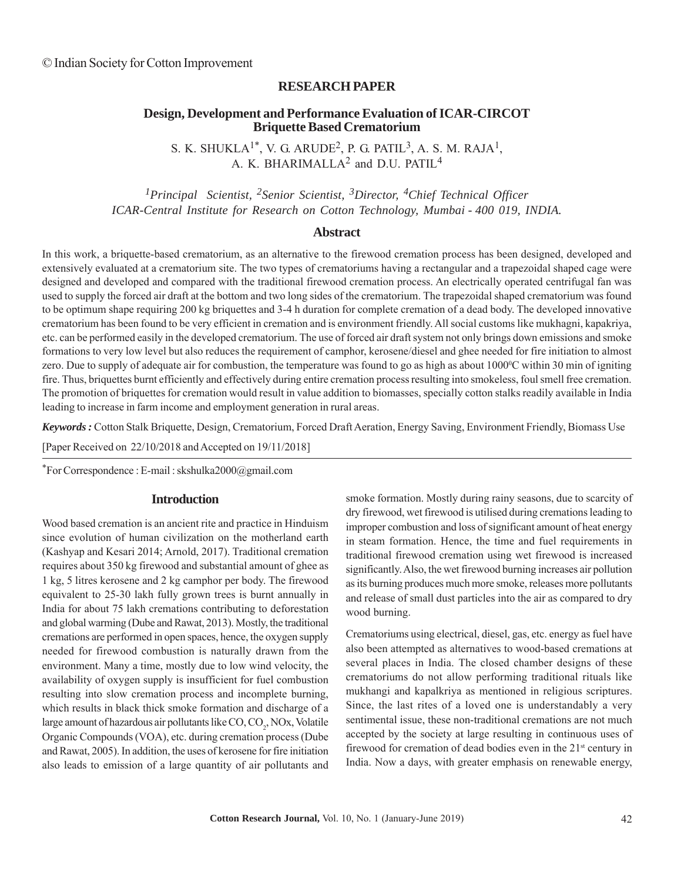© Indian Society for Cotton Improvement

**RESEARCH PAPER**

# Design, Development and Performance Evaluation of ICAR-CIRCOT Briquette Based Crematorium

S. K. SHUKLA[1*], V. G. ARUDE[2], P. G. PATIL[3], A. S. M. RAJA[1], A. K. BHARIMALLA[2] and D.U. PATIL[4]

*[1]Principal Scientist, [2]Senior Scientist, [3]Director, [4]Chief Technical Officer*
*ICAR-Central Institute for Research on Cotton Technology, Mumbai - 400 019, INDIA.*

## Abstract

In this work, a briquette-based crematorium, as an alternative to the firewood cremation process has been designed, developed and extensively evaluated at a crematorium site. The two types of crematoriums having a rectangular and a trapezoidal shaped cage were designed and developed and compared with the traditional firewood cremation process. An electrically operated centrifugal fan was used to supply the forced air draft at the bottom and two long sides of the crematorium. The trapezoidal shaped crematorium was found to be optimum shape requiring 200 kg briquettes and 3-4 h duration for complete cremation of a dead body. The developed innovative crematorium has been found to be very efficient in cremation and is environment friendly. All social customs like mukhagni, kapakriya, etc. can be performed easily in the developed crematorium. The use of forced air draft system not only brings down emissions and smoke formations to very low level but also reduces the requirement of camphor, kerosene/diesel and ghee needed for fire initiation to almost zero. Due to supply of adequate air for combustion, the temperature was found to go as high as about $1000^0$C within 30 min of igniting fire. Thus, briquettes burnt efficiently and effectively during entire cremation process resulting into smokeless, foul smell free cremation. The promotion of briquettes for cremation would result in value addition to biomasses, specially cotton stalks readily available in India leading to increase in farm income and employment generation in rural areas.

***Keywords :*** Cotton Stalk Briquette, Design, Crematorium, Forced Draft Aeration, Energy Saving, Environment Friendly, Biomass Use

[Paper Received on 22/10/2018 and Accepted on 19/11/2018]

*For Correspondence : E-mail : skshulka2000@gmail.com

## Introduction

Wood based cremation is an ancient rite and practice in Hinduism since evolution of human civilization on the motherland earth (Kashyap and Kesari 2014; Arnold, 2017). Traditional cremation requires about 350 kg firewood and substantial amount of ghee as 1 kg, 5 litres kerosene and 2 kg camphor per body. The firewood equivalent to 25-30 lakh fully grown trees is burnt annually in India for about 75 lakh cremations contributing to deforestation and global warming (Dube and Rawat, 2013). Mostly, the traditional cremations are performed in open spaces, hence, the oxygen supply needed for firewood combustion is naturally drawn from the environment. Many a time, mostly due to low wind velocity, the availability of oxygen supply is insufficient for fuel combustion resulting into slow cremation process and incomplete burning, which results in black thick smoke formation and discharge of a large amount of hazardous air pollutants like CO, $CO_2$, NOx, Volatile Organic Compounds (VOA), etc. during cremation process (Dube and Rawat, 2005). In addition, the uses of kerosene for fire initiation also leads to emission of a large quantity of air pollutants and smoke formation. Mostly during rainy seasons, due to scarcity of dry firewood, wet firewood is utilised during cremations leading to improper combustion and loss of significant amount of heat energy in steam formation. Hence, the time and fuel requirements in traditional firewood cremation using wet firewood is increased significantly. Also, the wet firewood burning increases air pollution as its burning produces much more smoke, releases more pollutants and release of small dust particles into the air as compared to dry wood burning.

Crematoriums using electrical, diesel, gas, etc. energy as fuel have also been attempted as alternatives to wood-based cremations at several places in India. The closed chamber designs of these crematoriums do not allow performing traditional rituals like mukhangi and kapalkriya as mentioned in religious scriptures. Since, the last rites of a loved one is understandably a very sentimental issue, these non-traditional cremations are not much accepted by the society at large resulting in continuous uses of firewood for cremation of dead bodies even in the 21st century in India. Now a days, with greater emphasis on renewable energy,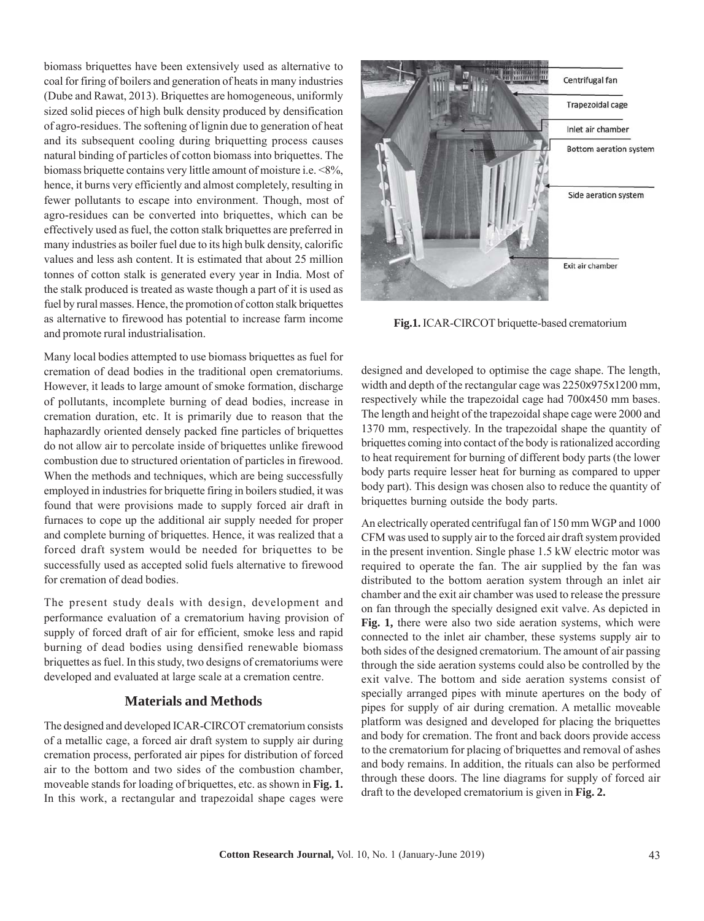biomass briquettes have been extensively used as alternative to coal for firing of boilers and generation of heats in many industries (Dube and Rawat, 2013). Briquettes are homogeneous, uniformly sized solid pieces of high bulk density produced by densification of agro-residues. The softening of lignin due to generation of heat and its subsequent cooling during briquetting process causes natural binding of particles of cotton biomass into briquettes. The biomass briquette contains very little amount of moisture i.e. <8%, hence, it burns very efficiently and almost completely, resulting in fewer pollutants to escape into environment. Though, most of agro-residues can be converted into briquettes, which can be effectively used as fuel, the cotton stalk briquettes are preferred in many industries as boiler fuel due to its high bulk density, calorific values and less ash content. It is estimated that about 25 million tonnes of cotton stalk is generated every year in India. Most of the stalk produced is treated as waste though a part of it is used as fuel by rural masses. Hence, the promotion of cotton stalk briquettes as alternative to firewood has potential to increase farm income and promote rural industrialisation.

Many local bodies attempted to use biomass briquettes as fuel for cremation of dead bodies in the traditional open crematoriums. However, it leads to large amount of smoke formation, discharge of pollutants, incomplete burning of dead bodies, increase in cremation duration, etc. It is primarily due to reason that the haphazardly oriented densely packed fine particles of briquettes do not allow air to percolate inside of briquettes unlike firewood combustion due to structured orientation of particles in firewood. When the methods and techniques, which are being successfully employed in industries for briquette firing in boilers studied, it was found that were provisions made to supply forced air draft in furnaces to cope up the additional air supply needed for proper and complete burning of briquettes. Hence, it was realized that a forced draft system would be needed for briquettes to be successfully used as accepted solid fuels alternative to firewood for cremation of dead bodies.

The present study deals with design, development and performance evaluation of a crematorium having provision of supply of forced draft of air for efficient, smoke less and rapid burning of dead bodies using densified renewable biomass briquettes as fuel. In this study, two designs of crematoriums were developed and evaluated at large scale at a cremation centre.

## Materials and Methods

The designed and developed ICAR-CIRCOT crematorium consists of a metallic cage, a forced air draft system to supply air during cremation process, perforated air pipes for distribution of forced air to the bottom and two sides of the combustion chamber, moveable stands for loading of briquettes, etc. as shown in **Fig. 1.** In this work, a rectangular and trapezoidal shape cages were designed and developed to optimise the cage shape. The length, width and depth of the rectangular cage was 2250x975x1200 mm, respectively while the trapezoidal cage had 700x450 mm bases. The length and height of the trapezoidal shape cage were 2000 and 1370 mm, respectively. In the trapezoidal shape the quantity of briquettes coming into contact of the body is rationalized according to heat requirement for burning of different body parts (the lower body parts require lesser heat for burning as compared to upper body part). This design was chosen also to reduce the quantity of briquettes burning outside the body parts.

Centrifugal fan
Trapezoidal cage
Inlet air chamber
Bottom aeration system
Side aeration system
Exit air chamber

**Fig.1.** ICAR-CIRCOT briquette-based crematorium

An electrically operated centrifugal fan of 150 mm WGP and 1000 CFM was used to supply air to the forced air draft system provided in the present invention. Single phase 1.5 kW electric motor was required to operate the fan. The air supplied by the fan was distributed to the bottom aeration system through an inlet air chamber and the exit air chamber was used to release the pressure on fan through the specially designed exit valve. As depicted in **Fig. 1,** there were also two side aeration systems, which were connected to the inlet air chamber, these systems supply air to both sides of the designed crematorium. The amount of air passing through the side aeration systems could also be controlled by the exit valve. The bottom and side aeration systems consist of specially arranged pipes with minute apertures on the body of pipes for supply of air during cremation. A metallic moveable platform was designed and developed for placing the briquettes and body for cremation. The front and back doors provide access to the crematorium for placing of briquettes and removal of ashes and body remains. In addition, the rituals can also be performed through these doors. The line diagrams for supply of forced air draft to the developed crematorium is given in **Fig. 2.**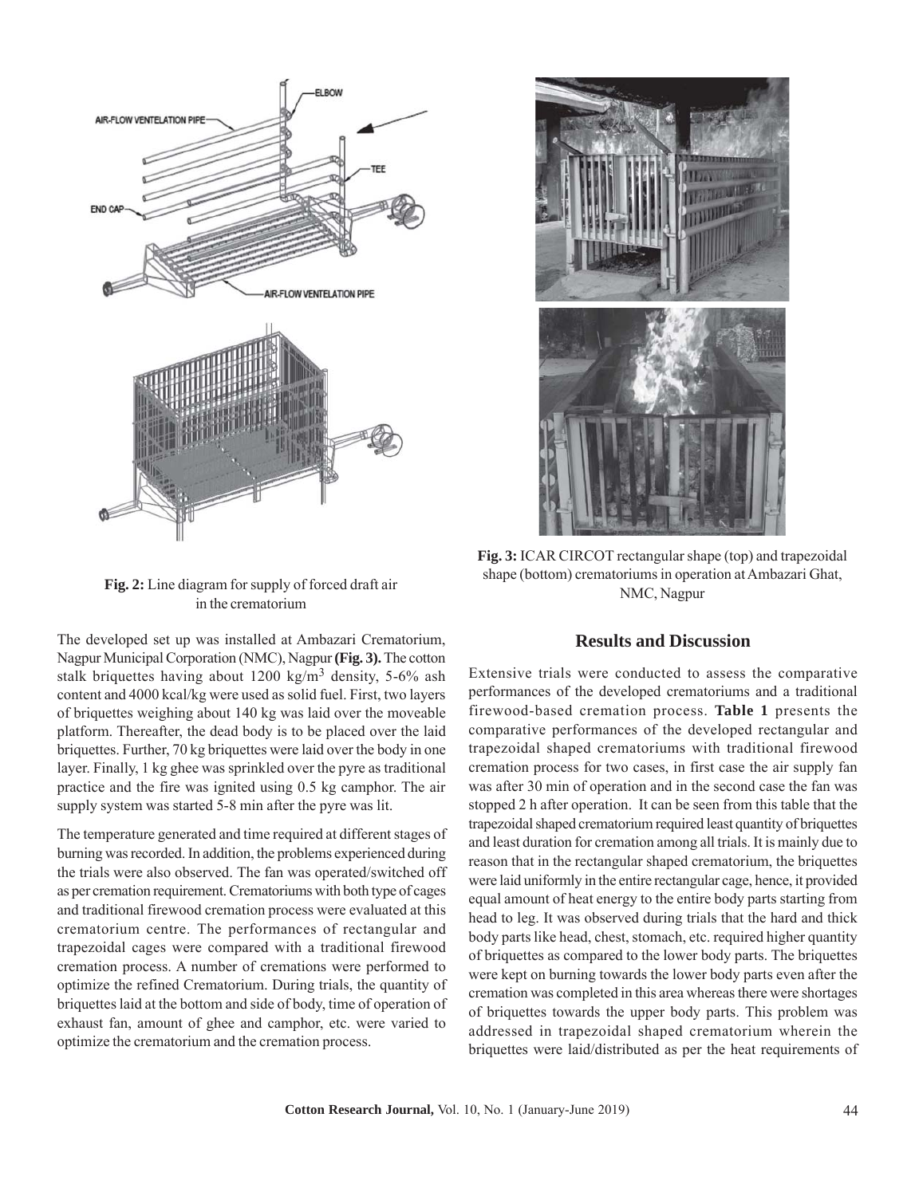Fig. 2: Line diagram for supply of forced draft air in the crematorium

Fig. 3: ICAR CIRCOT rectangular shape (top) and trapezoidal shape (bottom) crematoriums in operation at Ambazari Ghat, NMC, Nagpur

The developed set up was installed at Ambazari Crematorium, Nagpur Municipal Corporation (NMC), Nagpur **(Fig. 3).** The cotton stalk briquettes having about 1200 kg/m$^3$ density, 5-6% ash content and 4000 kcal/kg were used as solid fuel. First, two layers of briquettes weighing about 140 kg was laid over the moveable platform. Thereafter, the dead body is to be placed over the laid briquettes. Further, 70 kg briquettes were laid over the body in one layer. Finally, 1 kg ghee was sprinkled over the pyre as traditional practice and the fire was ignited using 0.5 kg camphor. The air supply system was started 5-8 min after the pyre was lit.

The temperature generated and time required at different stages of burning was recorded. In addition, the problems experienced during the trials were also observed. The fan was operated/switched off as per cremation requirement. Crematoriums with both type of cages and traditional firewood cremation process were evaluated at this crematorium centre. The performances of rectangular and trapezoidal cages were compared with a traditional firewood cremation process. A number of cremations were performed to optimize the refined Crematorium. During trials, the quantity of briquettes laid at the bottom and side of body, time of operation of exhaust fan, amount of ghee and camphor, etc. were varied to optimize the crematorium and the cremation process.

## Results and Discussion

Extensive trials were conducted to assess the comparative performances of the developed crematoriums and a traditional firewood-based cremation process. **Table 1** presents the comparative performances of the developed rectangular and trapezoidal shaped crematoriums with traditional firewood cremation process for two cases, in first case the air supply fan was after 30 min of operation and in the second case the fan was stopped 2 h after operation. It can be seen from this table that the trapezoidal shaped crematorium required least quantity of briquettes and least duration for cremation among all trials. It is mainly due to reason that in the rectangular shaped crematorium, the briquettes were laid uniformly in the entire rectangular cage, hence, it provided equal amount of heat energy to the entire body parts starting from head to leg. It was observed during trials that the hard and thick body parts like head, chest, stomach, etc. required higher quantity of briquettes as compared to the lower body parts. The briquettes were kept on burning towards the lower body parts even after the cremation was completed in this area whereas there were shortages of briquettes towards the upper body parts. This problem was addressed in trapezoidal shaped crematorium wherein the briquettes were laid/distributed as per the heat requirements of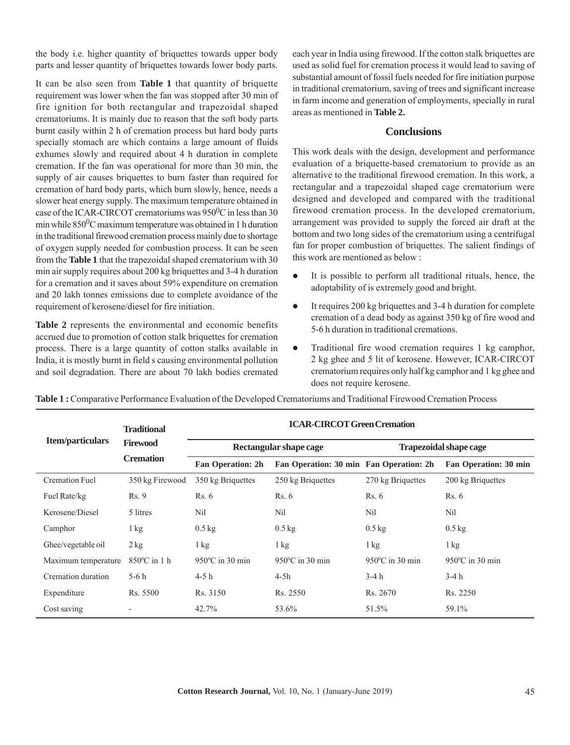the body i.e. higher quantity of briquettes towards upper body parts and lesser quantity of briquettes towards lower body parts.

It can be also seen from **Table 1** that quantity of briquette requirement was lower when the fan was stopped after 30 min of fire ignition for both rectangular and trapezoidal shaped crematoriums. It is mainly due to reason that the soft body parts burnt easily within 2 h of cremation process but hard body parts specially stomach are which contains a large amount of fluids exhumes slowly and required about 4 h duration in complete cremation. If the fan was operational for more than 30 min, the supply of air causes briquettes to burn faster than required for cremation of hard body parts, which burn slowly, hence, needs a slower heat energy supply. The maximum temperature obtained in case of the ICAR-CIRCOT crematoriums was $950^0$C in less than 30 min while $850^0$C maximum temperature was obtained in 1 h duration in the traditional firewood cremation process mainly due to shortage of oxygen supply needed for combustion process. It can be seen from the **Table 1** that the trapezoidal shaped crematorium with 30 min air supply requires about 200 kg briquettes and 3-4 h duration for a cremation and it saves about 59% expenditure on cremation and 20 lakh tonnes emissions due to complete avoidance of the requirement of kerosene/diesel for fire initiation.

**Table 2** represents the environmental and economic benefits accrued due to promotion of cotton stalk briquettes for cremation process. There is a large quantity of cotton stalks available in India, it is mostly burnt in field s causing environmental pollution and soil degradation. There are about 70 lakh bodies cremated each year in India using firewood. If the cotton stalk briquettes are used as solid fuel for cremation process it would lead to saving of substantial amount of fossil fuels needed for fire initiation purpose in traditional crematorium, saving of trees and significant increase in farm income and generation of employments, specially in rural areas as mentioned in **Table 2.**

## Conclusions

This work deals with the design, development and performance evaluation of a briquette-based crematorium to provide as an alternative to the traditional firewood cremation. In this work, a rectangular and a trapezoidal shaped cage crematorium were designed and developed and compared with the traditional firewood cremation process. In the developed crematorium, arrangement was provided to supply the forced air draft at the bottom and two long sides of the crematorium using a centrifugal fan for proper combustion of briquettes. The salient findings of this work are mentioned as below :

- It is possible to perform all traditional rituals, hence, the adoptability of is extremely good and bright.
- It requires 200 kg briquettes and 3-4 h duration for complete cremation of a dead body as against 350 kg of fire wood and 5-6 h duration in traditional cremations.
- Traditional fire wood cremation requires 1 kg camphor, 2 kg ghee and 5 lit of kerosene. However, ICAR-CIRCOT crematorium requires only half kg camphor and 1 kg ghee and does not require kerosene.

**Table 1 :** Comparative Performance Evaluation of the Developed Crematoriums and Traditional Firewood Cremation Process

| Item/particulars | Traditional Firewood Cremation | ICAR-CIRCOT Green Cremation | | | |
|---|---|---|---|---|---|
| | | Rectangular shape cage | | Trapezoidal shape cage | |
| | | Fan Operation: 2h | Fan Operation: 30 min | Fan Operation: 2h | Fan Operation: 30 min |
| Cremation Fuel | 350 kg Firewood | 350 kg Briquettes | 250 kg Briquettes | 270 kg Briquettes | 200 kg Briquettes |
| Fuel Rate/kg | Rs. 9 | Rs. 6 | Rs. 6 | Rs. 6 | Rs. 6 |
| Kerosene/Diesel | 5 litres | Nil | Nil | Nil | Nil |
| Camphor | 1 kg | 0.5 kg | 0.5 kg | 0.5 kg | 0.5 kg |
| Ghee/vegetable oil | 2 kg | 1 kg | 1 kg | 1 kg | 1 kg |
| Maximum temperature | $850^0$C in 1 h | $950^0$C in 30 min | $950^0$C in 30 min | $950^0$C in 30 min | $950^0$C in 30 min |
| Cremation duration | 5-6 h | 4-5 h | 4-5h | 3-4 h | 3-4 h |
| Expenditure | Rs. 5500 | Rs. 3150 | Rs. 2550 | Rs. 2670 | Rs. 2250 |
| Cost saving | - | 42.7% | 53.6% | 51.5% | 59.1% |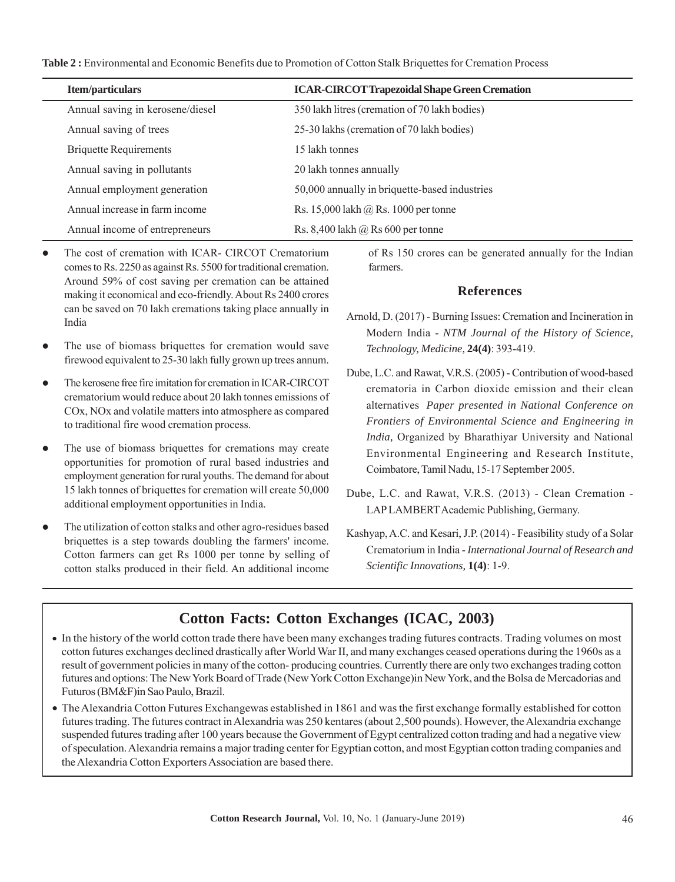**Table 2 :** Environmental and Economic Benefits due to Promotion of Cotton Stalk Briquettes for Cremation Process

| Item/particulars | ICAR-CIRCOT Trapezoidal Shape Green Cremation |
|---|---|
| Annual saving in kerosene/diesel | 350 lakh litres (cremation of 70 lakh bodies) |
| Annual saving of trees | 25-30 lakhs (cremation of 70 lakh bodies) |
| Briquette Requirements | 15 lakh tonnes |
| Annual saving in pollutants | 20 lakh tonnes annually |
| Annual employment generation | 50,000 annually in briquette-based industries |
| Annual increase in farm income | Rs. 15,000 lakh @ Rs. 1000 per tonne |
| Annual income of entrepreneurs | Rs. 8,400 lakh @ Rs 600 per tonne |

- The cost of cremation with ICAR- CIRCOT Crematorium comes to Rs. 2250 as against Rs. 5500 for traditional cremation. Around 59% of cost saving per cremation can be attained making it economical and eco-friendly. About Rs 2400 crores can be saved on 70 lakh cremations taking place annually in India
- The use of biomass briquettes for cremation would save firewood equivalent to 25-30 lakh fully grown up trees annum.
- The kerosene free fire imitation for cremation in ICAR-CIRCOT crematorium would reduce about 20 lakh tonnes emissions of COx, NOx and volatile matters into atmosphere as compared to traditional fire wood cremation process.
- The use of biomass briquettes for cremations may create opportunities for promotion of rural based industries and employment generation for rural youths. The demand for about 15 lakh tonnes of briquettes for cremation will create 50,000 additional employment opportunities in India.
- The utilization of cotton stalks and other agro-residues based briquettes is a step towards doubling the farmers' income. Cotton farmers can get Rs 1000 per tonne by selling of cotton stalks produced in their field. An additional income of Rs 150 crores can be generated annually for the Indian farmers.

## References

Arnold, D. (2017) - Burning Issues: Cremation and Incineration in Modern India - *NTM Journal of the History of Science, Technology, Medicine,* **24(4)**: 393-419.

Dube, L.C. and Rawat, V.R.S. (2005) - Contribution of wood-based crematoria in Carbon dioxide emission and their clean alternatives *Paper presented in National Conference on Frontiers of Environmental Science and Engineering in India,* Organized by Bharathiyar University and National Environmental Engineering and Research Institute, Coimbatore, Tamil Nadu, 15-17 September 2005.

Dube, L.C. and Rawat, V.R.S. (2013) - Clean Cremation - LAP LAMBERT Academic Publishing, Germany.

Kashyap, A.C. and Kesari, J.P. (2014) - Feasibility study of a Solar Crematorium in India - *International Journal of Research and Scientific Innovations,* **1(4)**: 1-9.

## Cotton Facts: Cotton Exchanges (ICAC, 2003)

- In the history of the world cotton trade there have been many exchanges trading futures contracts. Trading volumes on most cotton futures exchanges declined drastically after World War II, and many exchanges ceased operations during the 1960s as a result of government policies in many of the cotton- producing countries. Currently there are only two exchanges trading cotton futures and options: The New York Board of Trade (New York Cotton Exchange)in New York, and the Bolsa de Mercadorias and Futuros (BM&F)in Sao Paulo, Brazil.
- The Alexandria Cotton Futures Exchangewas established in 1861 and was the first exchange formally established for cotton futures trading. The futures contract in Alexandria was 250 kentares (about 2,500 pounds). However, the Alexandria exchange suspended futures trading after 100 years because the Government of Egypt centralized cotton trading and had a negative view of speculation. Alexandria remains a major trading center for Egyptian cotton, and most Egyptian cotton trading companies and the Alexandria Cotton Exporters Association are based there.